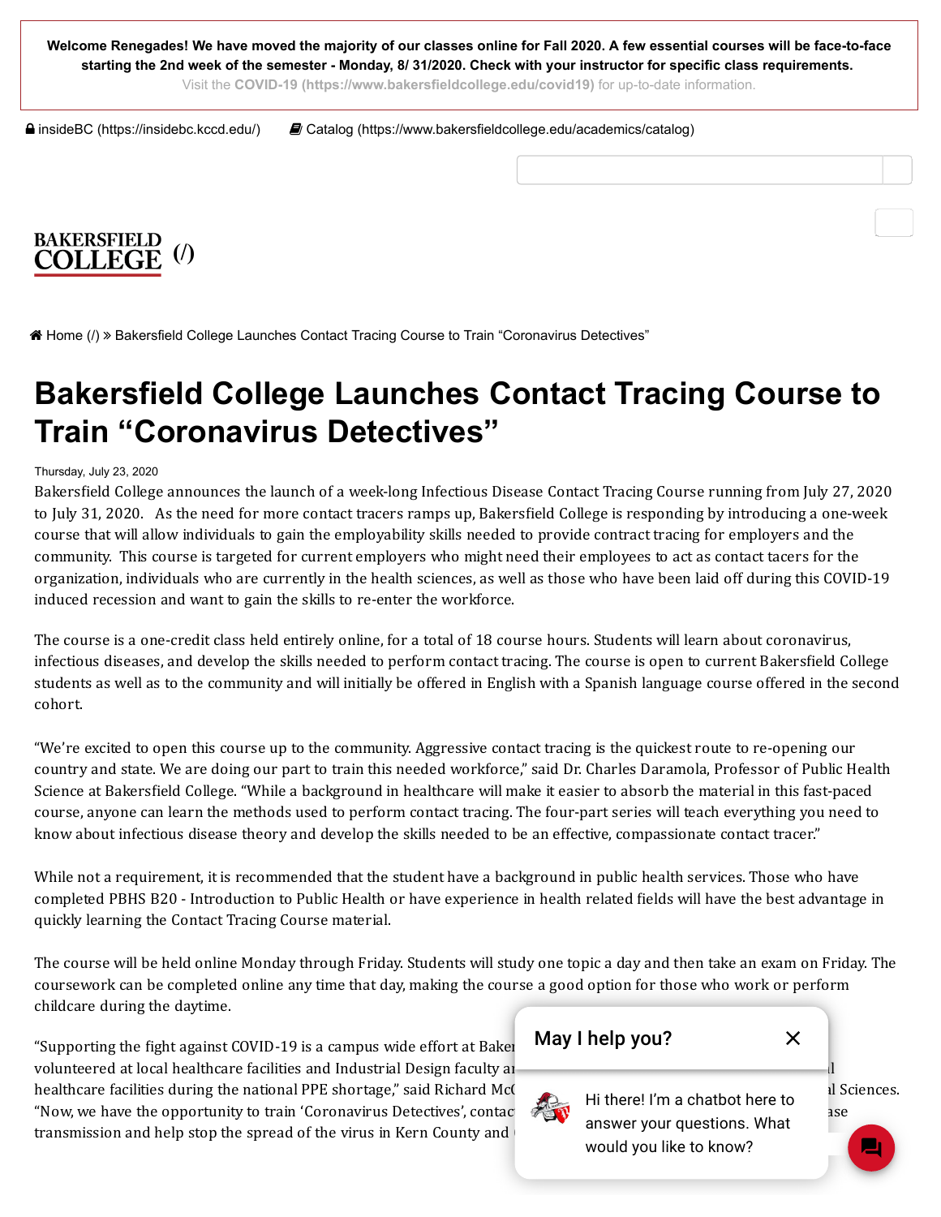**Welcome Renegades! We have moved the majority of our classes online for Fall 2020. A few essential courses will be face-to-face starting the 2nd week of the semester - Monday, 8/ 31/2020. Check with your instructor for specific class requirements.**

Visit the **COVID-19 (https://www.bakersfieldcollege.edu/covid19)** for up-to-date information.

insideBC (https://insidebc.kccd.edu/) Catalog (https://www.bakersfieldcollege.edu/academics/catalog)

BAKERSFIELD COLLEGE (/)

Home (/) » Bakersfield College Launches Contact Tracing Course to Train "Coronavirus Detectives"

# Bakersfield College Launches Contact Tracing Course to Train "Coronavirus Detectives"

Thursday, July 23, 2020

Bakersfield College announces the launch of a week-long Infectious Disease Contact Tracing Course running from July 27, 2020 to July 31, 2020. As the need for more contact tracers ramps up, Bakersfield College is responding by introducing a one-week course that will allow individuals to gain the employability skills needed to provide contract tracing for employers and the community. This course is targeted for current employers who might need their employees to act as contact tacers for the organization, individuals who are currently in the health sciences, as well as those who have been laid off during this COVID-19 induced recession and want to gain the skills to re-enter the workforce.

The course is a one-credit class held entirely online, for a total of 18 course hours. Students will learn about coronavirus, infectious diseases, and develop the skills needed to perform contact tracing. The course is open to current Bakersfield College students as well as to the community and will initially be offered in English with a Spanish language course offered in the second cohort.

"We're excited to open this course up to the community. Aggressive contact tracing is the quickest route to re-opening our country and state. We are doing our part to train this needed workforce," said Dr. Charles Daramola, Professor of Public Health Science at Bakersfield College. "While a background in healthcare will make it easier to absorb the material in this fast-paced course, anyone can learn the methods used to perform contact tracing. The four-part series will teach everything you need to know about infectious disease theory and develop the skills needed to be an effective, compassionate contact tracer."

While not a requirement, it is recommended that the student have a background in public health services. Those who have completed PBHS B20 - Introduction to Public Health or have experience in health related fields will have the best advantage in quickly learning the Contact Tracing Course material.

The course will be held online Monday through Friday. Students will study one topic a day and then take an exam on Friday. The coursework can be completed online any time that day, making the course a good option for those who work or perform childcare during the daytime.

"Supporting the fight against COVID-19 is a campus wide effort at Baker[...] volunteered at local healthcare facilities and Industrial Design faculty a[...] healthcare facilities during the national PPE shortage," said Richard Mc[...] l Sciences. "Now, we have the opportunity to train 'Coronavirus Detectives', contac[...] ase transmission and help stop the spread of the virus in Kern County and [...]

May I help you?

Hi there! I'm a chatbot here to answer your questions. What would you like to know?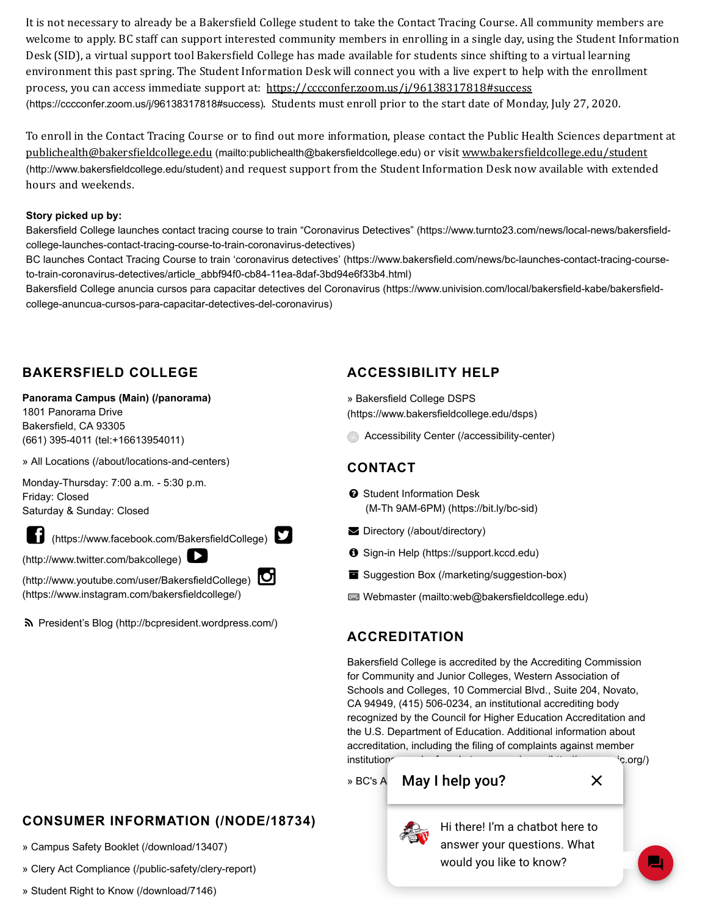It is not necessary to already be a Bakersfield College student to take the Contact Tracing Course. All community members are welcome to apply. BC staff can support interested community members in enrolling in a single day, using the Student Information Desk (SID), a virtual support tool Bakersfield College has made available for students since shifting to a virtual learning environment this past spring. The Student Information Desk will connect you with a live expert to help with the enrollment process, you can access immediate support at: https://cccconfer.zoom.us/j/96138317818#success (https://cccconfer.zoom.us/j/96138317818#success). Students must enroll prior to the start date of Monday, July 27, 2020.

To enroll in the Contact Tracing Course or to find out more information, please contact the Public Health Sciences department at publichealth@bakersfieldcollege.edu (mailto:publichealth@bakersfieldcollege.edu) or visit www.bakersfieldcollege.edu/student (http://www.bakersfieldcollege.edu/student) and request support from the Student Information Desk now available with extended hours and weekends.

**Story picked up by:**

Bakersfield College launches contact tracing course to train "Coronavirus Detectives" (https://www.turnto23.com/news/local-news/bakersfield-college-launches-contact-tracing-course-to-train-coronavirus-detectives)
BC launches Contact Tracing Course to train 'coronavirus detectives' (https://www.bakersfield.com/news/bc-launches-contact-tracing-course-to-train-coronavirus-detectives/article_abbf94f0-cb84-11ea-8daf-3bd94e6f33b4.html)
Bakersfield College anuncia cursos para capacitar detectives del Coronavirus (https://www.univision.com/local/bakersfield-kabe/bakersfield-college-anuncua-cursos-para-capacitar-detectives-del-coronavirus)

## BAKERSFIELD COLLEGE

**Panorama Campus (Main) (/panorama)**
1801 Panorama Drive
Bakersfield, CA 93305
(661) 395-4011 (tel:+16613954011)

» All Locations (/about/locations-and-centers)

Monday-Thursday: 7:00 a.m. - 5:30 p.m.
Friday: Closed
Saturday & Sunday: Closed

(https://www.facebook.com/BakersfieldCollege) (http://www.twitter.com/bakcollege) (http://www.youtube.com/user/BakersfieldCollege) (https://www.instagram.com/bakersfieldcollege/)

President's Blog (http://bcpresident.wordpress.com/)

## ACCESSIBILITY HELP

» Bakersfield College DSPS (https://www.bakersfieldcollege.edu/dsps)

Accessibility Center (/accessibility-center)

## CONTACT

Student Information Desk (M-Th 9AM-6PM) (https://bit.ly/bc-sid)

Directory (/about/directory)

Sign-in Help (https://support.kccd.edu)

Suggestion Box (/marketing/suggestion-box)

Webmaster (mailto:web@bakersfieldcollege.edu)

## ACCREDITATION

Bakersfield College is accredited by the Accrediting Commission for Community and Junior Colleges, Western Association of Schools and Colleges, 10 Commercial Blvd., Suite 204, Novato, CA 94949, (415) 506-0234, an institutional accrediting body recognized by the Council for Higher Education Accreditation and the U.S. Department of Education. Additional information about accreditation, including the filing of complaints against member institution ... ic.org/)

» BC's A

## CONSUMER INFORMATION (/NODE/18734)

» Campus Safety Booklet (/download/13407)

» Clery Act Compliance (/public-safety/clery-report)

» Student Right to Know (/download/7146)

May I help you?

Hi there! I'm a chatbot here to answer your questions. What would you like to know?